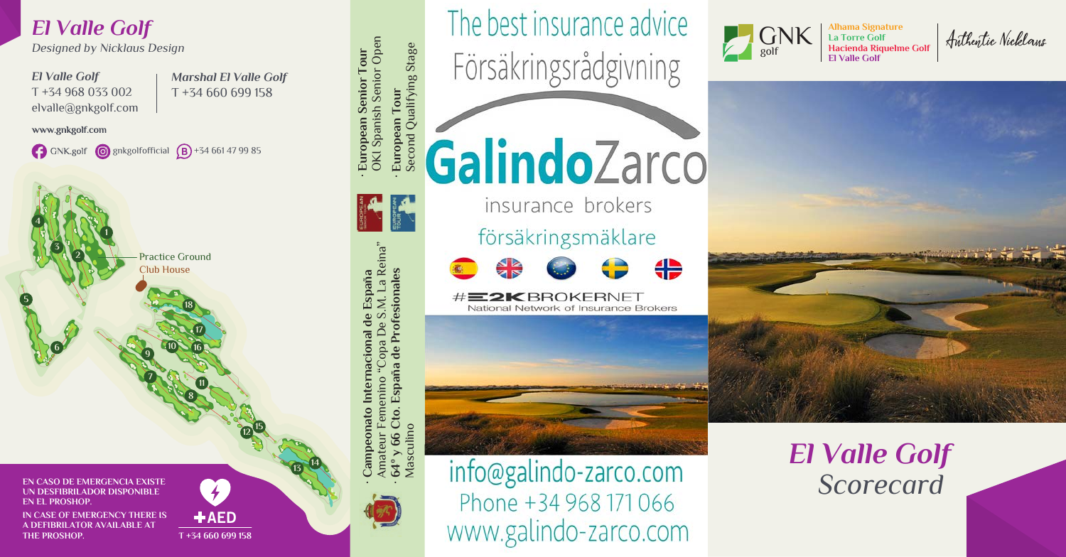# *El Valle Golf*

*Designed by Nicklaus Design*

***El Valle Golf***
T +34 968 033 002
elvalle@gnkgolf.com

***Marshal El Valle Golf***
T +34 660 699 158

www.gnkgolf.com

GNK.golf · gnkgolfofficial · +34 661 47 99 85

Practice Ground
Club House

1 2 3 4 5 6 7 8 9 10 11 12 13 14 15 16 17 18

**EN CASO DE EMERGENCIA EXISTE UN DESFIBRILADOR DISPONIBLE EN EL PROSHOP.**

**IN CASE OF EMERGENCY THERE IS A DEFIBRILATOR AVAILABLE AT THE PROSHOP.**

**AED**
T +34 660 699 158

- **European Senior Tour**
  OKI Spanish Senior Open
- **European Tour**
  Second Qualifying Stage
- **Campeonato Internacional de España**
  Amateur Femenino "Copa De S.M. La Reina"
- **64º y 66 Cto. España de Profesionales**
  Masculino

The best insurance advice
Försäkringsrådgivning

**Galindo**Zarco

insurance brokers

försäkringsmäklare

#E2K BROKERNET
National Network of Insurance Brokers

info@galindo-zarco.com
Phone +34 968 171 066
www.galindo-zarco.com

GNK golf

**Alhama Signature**
**La Torre Golf**
**Hacienda Riquelme Golf**
**El Valle Golf**

Authentic Nicklaus

# *El Valle Golf*

## *Scorecard*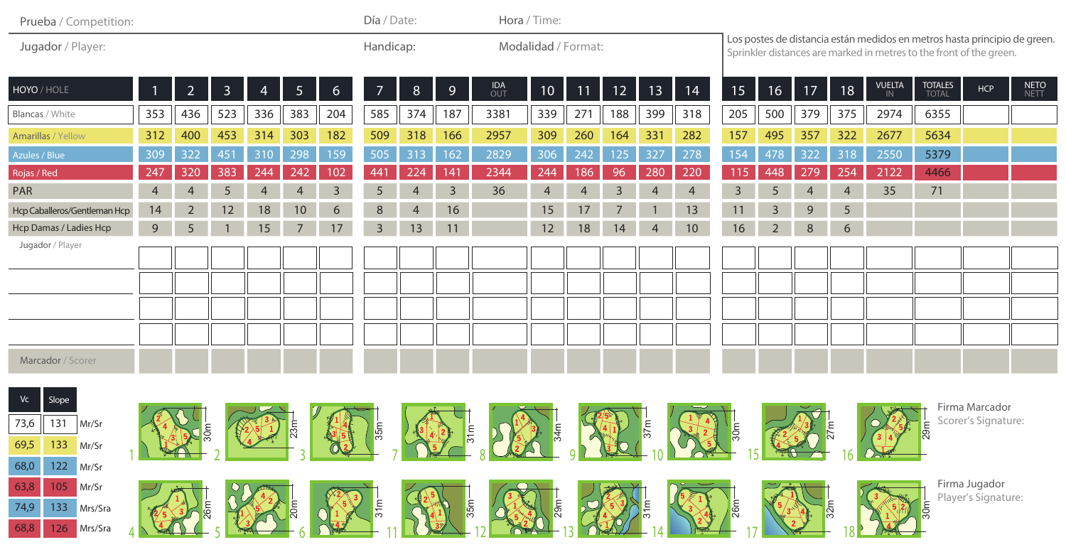Prueba / Competition: | Día / Date: | Hora / Time:

Jugador / Player: | Handicap: | Modalidad / Format:

Los postes de distancia están medidos en metros hasta principio de green.
Sprinkler distances are marked in metres to the front of the green.

| HOYO / HOLE | 1 | 2 | 3 | 4 | 5 | 6 | 7 | 8 | 9 | IDA OUT | 10 | 11 | 12 | 13 | 14 | 15 | 16 | 17 | 18 | VUELTA IN | TOTALES TOTAL | HCP | NETO NETT |
|---|---|---|---|---|---|---|---|---|---|---|---|---|---|---|---|---|---|---|---|---|---|---|---|
| Blancas / White | 353 | 436 | 523 | 336 | 383 | 204 | 585 | 374 | 187 | 3381 | 339 | 271 | 188 | 399 | 318 | 205 | 500 | 379 | 375 | 2974 | 6355 | | |
| Amarillas / Yellow | 312 | 400 | 453 | 314 | 303 | 182 | 509 | 318 | 166 | 2957 | 309 | 260 | 164 | 331 | 282 | 157 | 495 | 357 | 322 | 2677 | 5634 | | |
| Azules / Blue | 309 | 322 | 451 | 310 | 298 | 159 | 505 | 313 | 162 | 2829 | 306 | 242 | 125 | 327 | 278 | 154 | 478 | 322 | 318 | 2550 | 5379 | | |
| Rojas / Red | 247 | 320 | 383 | 244 | 242 | 102 | 441 | 224 | 141 | 2344 | 244 | 186 | 96 | 280 | 220 | 115 | 448 | 279 | 254 | 2122 | 4466 | | |
| PAR | 4 | 4 | 5 | 4 | 4 | 3 | 5 | 4 | 3 | 36 | 4 | 4 | 3 | 4 | 4 | 3 | 5 | 4 | 4 | 35 | 71 | | |
| Hcp Caballeros/Gentleman Hcp | 14 | 2 | 12 | 18 | 10 | 6 | 8 | 4 | 16 | | 15 | 17 | 7 | 1 | 13 | 11 | 3 | 9 | 5 | | | | |
| Hcp Damas / Ladies Hcp | 9 | 5 | 1 | 15 | 7 | 17 | 3 | 13 | 11 | | 12 | 18 | 14 | 4 | 10 | 16 | 2 | 8 | 6 | | | | |
| Jugador / Player | | | | | | | | | | | | | | | | | | | | | | | |
| | | | | | | | | | | | | | | | | | | | | | | | |
| | | | | | | | | | | | | | | | | | | | | | | | |
| | | | | | | | | | | | | | | | | | | | | | | | |
| Marcador / Scorer | | | | | | | | | | | | | | | | | | | | | | | |

| Vc | Slope | |
|---|---|---|
| 73,6 | 131 | Mr/Sr |
| 69,5 | 133 | Mr/Sr |
| 68,0 | 122 | Mr/Sr |
| 63,8 | 105 | Mr/Sr |
| 74,9 | 133 | Mrs/Sra |
| 68,8 | 126 | Mrs/Sra |

1 30m
2 23m
3 35m
7 31m
8 34m
9 37m
10 30m
15 27m
16 29m
4 26m
5 20m
6 31m
11 35m
12 29m
13 31m
14 26m
17 32m
18 30m

Firma Marcador
Scorer's Signature:

Firma Jugador
Player's Signature: